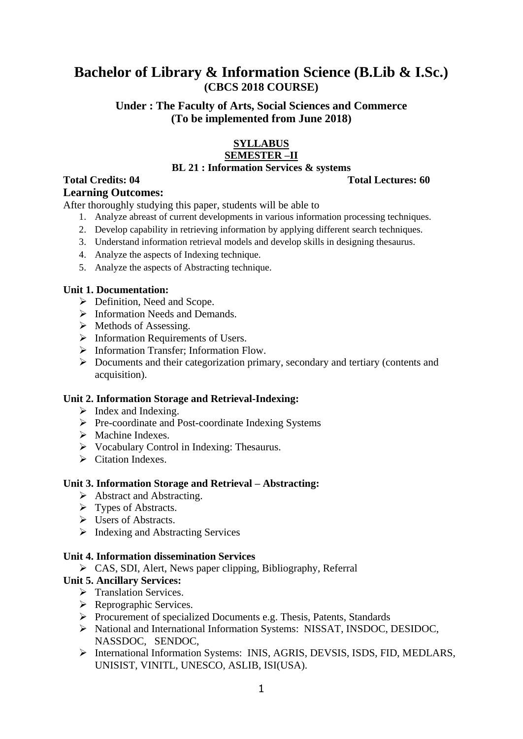# Bachelor of Library & Information Science (B.Lib & I.Sc.)

## (CBCS 2018 COURSE)

### Under : The Faculty of Arts, Social Sciences and Commerce
### (To be implemented from June 2018)

**SYLLABUS**

**SEMESTER –II**

**BL 21 : Information Services & systems**

**Total Credits: 04** **Total Lectures: 60**

**Learning Outcomes:**

After thoroughly studying this paper, students will be able to

1. Analyze abreast of current developments in various information processing techniques.
2. Develop capability in retrieving information by applying different search techniques.
3. Understand information retrieval models and develop skills in designing thesaurus.
4. Analyze the aspects of Indexing technique.
5. Analyze the aspects of Abstracting technique.

**Unit 1. Documentation:**

- Definition, Need and Scope.
- Information Needs and Demands.
- Methods of Assessing.
- Information Requirements of Users.
- Information Transfer; Information Flow.
- Documents and their categorization primary, secondary and tertiary (contents and acquisition).

**Unit 2. Information Storage and Retrieval-Indexing:**

- Index and Indexing.
- Pre-coordinate and Post-coordinate Indexing Systems
- Machine Indexes.
- Vocabulary Control in Indexing: Thesaurus.
- Citation Indexes.

**Unit 3. Information Storage and Retrieval – Abstracting:**

- Abstract and Abstracting.
- Types of Abstracts.
- Users of Abstracts.
- Indexing and Abstracting Services

**Unit 4. Information dissemination Services**

- CAS, SDI, Alert, News paper clipping, Bibliography, Referral

**Unit 5. Ancillary Services:**

- Translation Services.
- Reprographic Services.
- Procurement of specialized Documents e.g. Thesis, Patents, Standards
- National and International Information Systems: NISSAT, INSDOC, DESIDOC, NASSDOC, SENDOC,
- International Information Systems: INIS, AGRIS, DEVSIS, ISDS, FID, MEDLARS, UNISIST, VINITL, UNESCO, ASLIB, ISI(USA).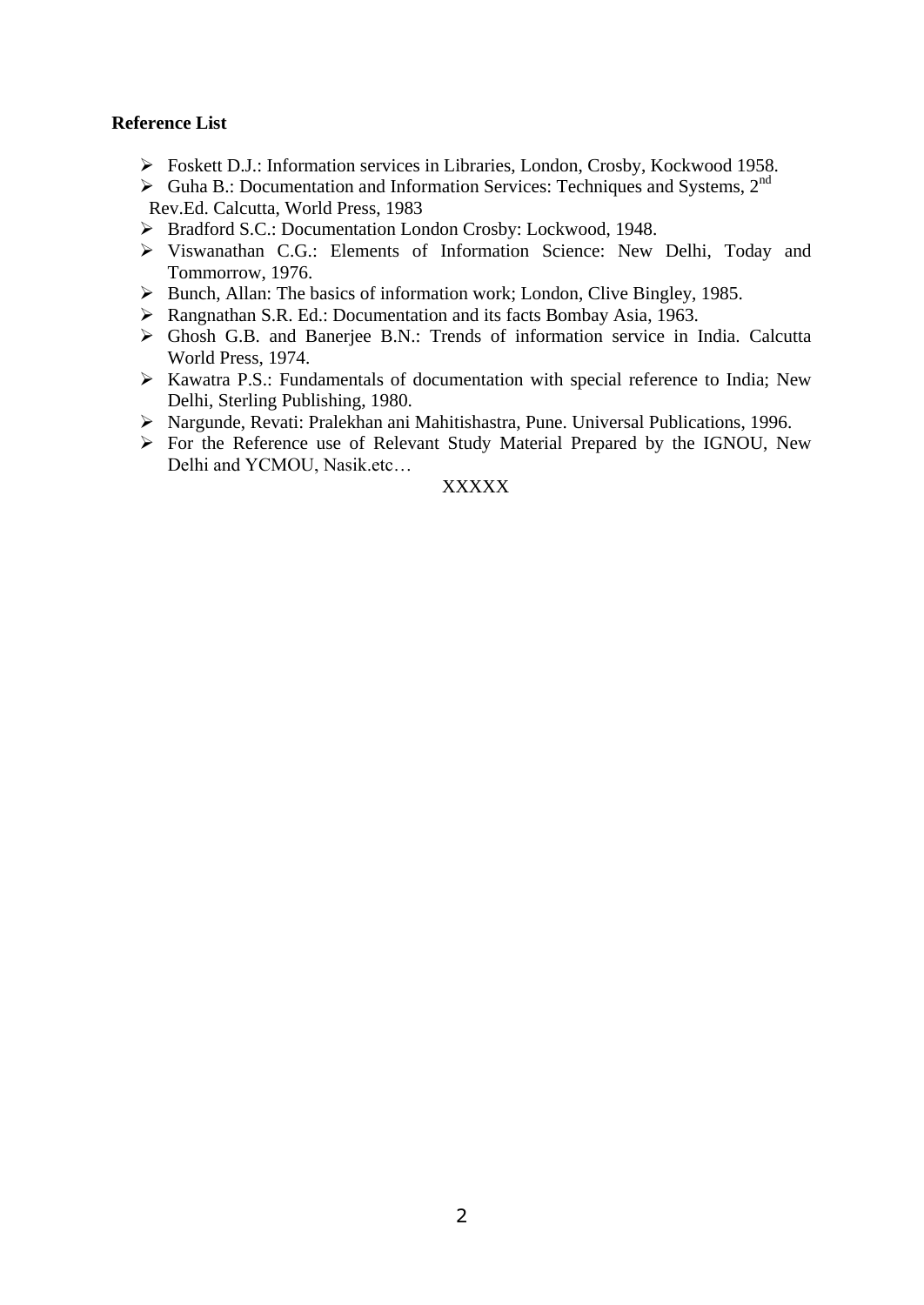**Reference List**

- Foskett D.J.: Information services in Libraries, London, Crosby, Kockwood 1958.
- Guha B.: Documentation and Information Services: Techniques and Systems, 2nd Rev.Ed. Calcutta, World Press, 1983
- Bradford S.C.: Documentation London Crosby: Lockwood, 1948.
- Viswanathan C.G.: Elements of Information Science: New Delhi, Today and Tommorrow, 1976.
- Bunch, Allan: The basics of information work; London, Clive Bingley, 1985.
- Rangnathan S.R. Ed.: Documentation and its facts Bombay Asia, 1963.
- Ghosh G.B. and Banerjee B.N.: Trends of information service in India. Calcutta World Press, 1974.
- Kawatra P.S.: Fundamentals of documentation with special reference to India; New Delhi, Sterling Publishing, 1980.
- Nargunde, Revati: Pralekhan ani Mahitishastra, Pune. Universal Publications, 1996.
- For the Reference use of Relevant Study Material Prepared by the IGNOU, New Delhi and YCMOU, Nasik.etc…

XXXXX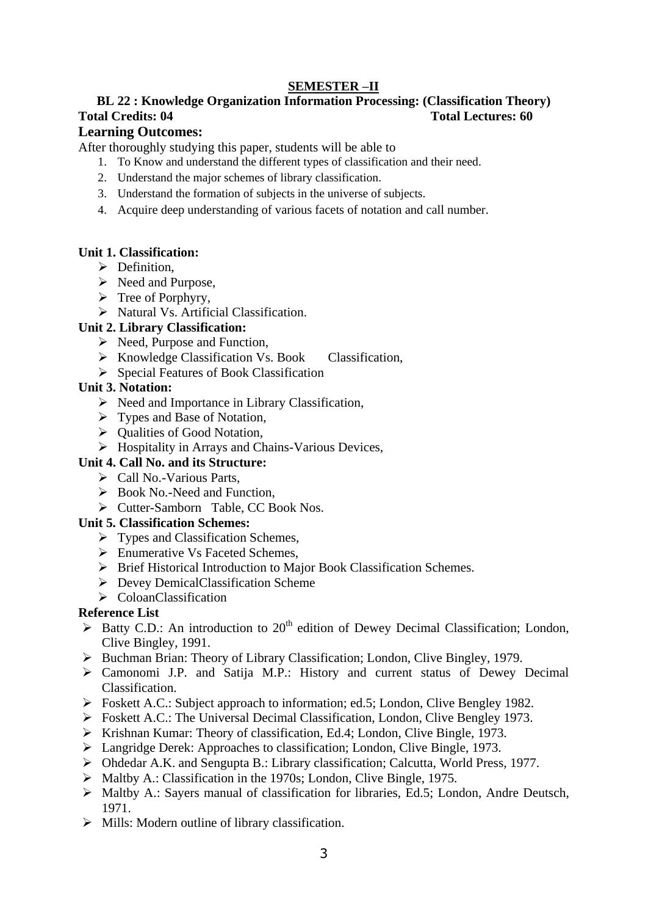## SEMESTER –II

### BL 22 : Knowledge Organization Information Processing: (Classification Theory)

**Total Credits: 04** **Total Lectures: 60**

### Learning Outcomes:

After thoroughly studying this paper, students will be able to

1. To Know and understand the different types of classification and their need.
2. Understand the major schemes of library classification.
3. Understand the formation of subjects in the universe of subjects.
4. Acquire deep understanding of various facets of notation and call number.

**Unit 1. Classification:**

- Definition,
- Need and Purpose,
- Tree of Porphyry,
- Natural Vs. Artificial Classification.

**Unit 2. Library Classification:**

- Need, Purpose and Function,
- Knowledge Classification Vs. Book Classification,
- Special Features of Book Classification

**Unit 3. Notation:**

- Need and Importance in Library Classification,
- Types and Base of Notation,
- Qualities of Good Notation,
- Hospitality in Arrays and Chains-Various Devices,

**Unit 4. Call No. and its Structure:**

- Call No.-Various Parts,
- Book No.-Need and Function,
- Cutter-Samborn Table, CC Book Nos.

**Unit 5. Classification Schemes:**

- Types and Classification Schemes,
- Enumerative Vs Faceted Schemes,
- Brief Historical Introduction to Major Book Classification Schemes.
- Devey DemicalClassification Scheme
- ColoanClassification

**Reference List**

- Batty C.D.: An introduction to 20th edition of Dewey Decimal Classification; London, Clive Bingley, 1991.
- Buchman Brian: Theory of Library Classification; London, Clive Bingley, 1979.
- Camonomi J.P. and Satija M.P.: History and current status of Dewey Decimal Classification.
- Foskett A.C.: Subject approach to information; ed.5; London, Clive Bengley 1982.
- Foskett A.C.: The Universal Decimal Classification, London, Clive Bengley 1973.
- Krishnan Kumar: Theory of classification, Ed.4; London, Clive Bingle, 1973.
- Langridge Derek: Approaches to classification; London, Clive Bingle, 1973.
- Ohdedar A.K. and Sengupta B.: Library classification; Calcutta, World Press, 1977.
- Maltby A.: Classification in the 1970s; London, Clive Bingle, 1975.
- Maltby A.: Sayers manual of classification for libraries, Ed.5; London, Andre Deutsch, 1971.
- Mills: Modern outline of library classification.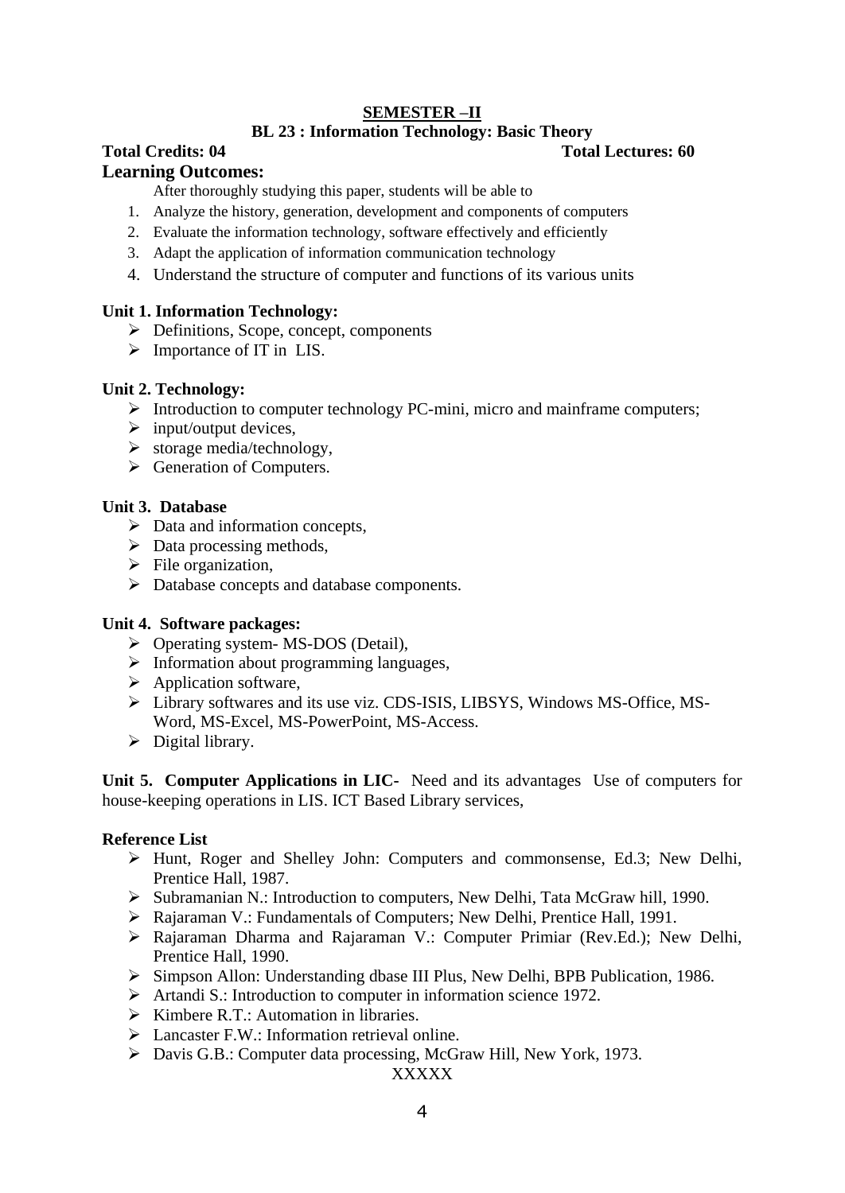**SEMESTER –II**

**BL 23 : Information Technology: Basic Theory**

**Total Credits: 04** **Total Lectures: 60**

## Learning Outcomes:

After thoroughly studying this paper, students will be able to

1. Analyze the history, generation, development and components of computers
2. Evaluate the information technology, software effectively and efficiently
3. Adapt the application of information communication technology
4. Understand the structure of computer and functions of its various units

**Unit 1. Information Technology:**

- Definitions, Scope, concept, components
- Importance of IT in LIS.

**Unit 2. Technology:**

- Introduction to computer technology PC-mini, micro and mainframe computers;
- input/output devices,
- storage media/technology,
- Generation of Computers.

**Unit 3. Database**

- Data and information concepts,
- Data processing methods,
- File organization,
- Database concepts and database components.

**Unit 4. Software packages:**

- Operating system- MS-DOS (Detail),
- Information about programming languages,
- Application software,
- Library softwares and its use viz. CDS-ISIS, LIBSYS, Windows MS-Office, MS-Word, MS-Excel, MS-PowerPoint, MS-Access.
- Digital library.

**Unit 5. Computer Applications in LIC-** Need and its advantages Use of computers for house-keeping operations in LIS. ICT Based Library services,

**Reference List**

- Hunt, Roger and Shelley John: Computers and commonsense, Ed.3; New Delhi, Prentice Hall, 1987.
- Subramanian N.: Introduction to computers, New Delhi, Tata McGraw hill, 1990.
- Rajaraman V.: Fundamentals of Computers; New Delhi, Prentice Hall, 1991.
- Rajaraman Dharma and Rajaraman V.: Computer Primiar (Rev.Ed.); New Delhi, Prentice Hall, 1990.
- Simpson Allon: Understanding dbase III Plus, New Delhi, BPB Publication, 1986.
- Artandi S.: Introduction to computer in information science 1972.
- Kimbere R.T.: Automation in libraries.
- Lancaster F.W.: Information retrieval online.
- Davis G.B.: Computer data processing, McGraw Hill, New York, 1973.

XXXXX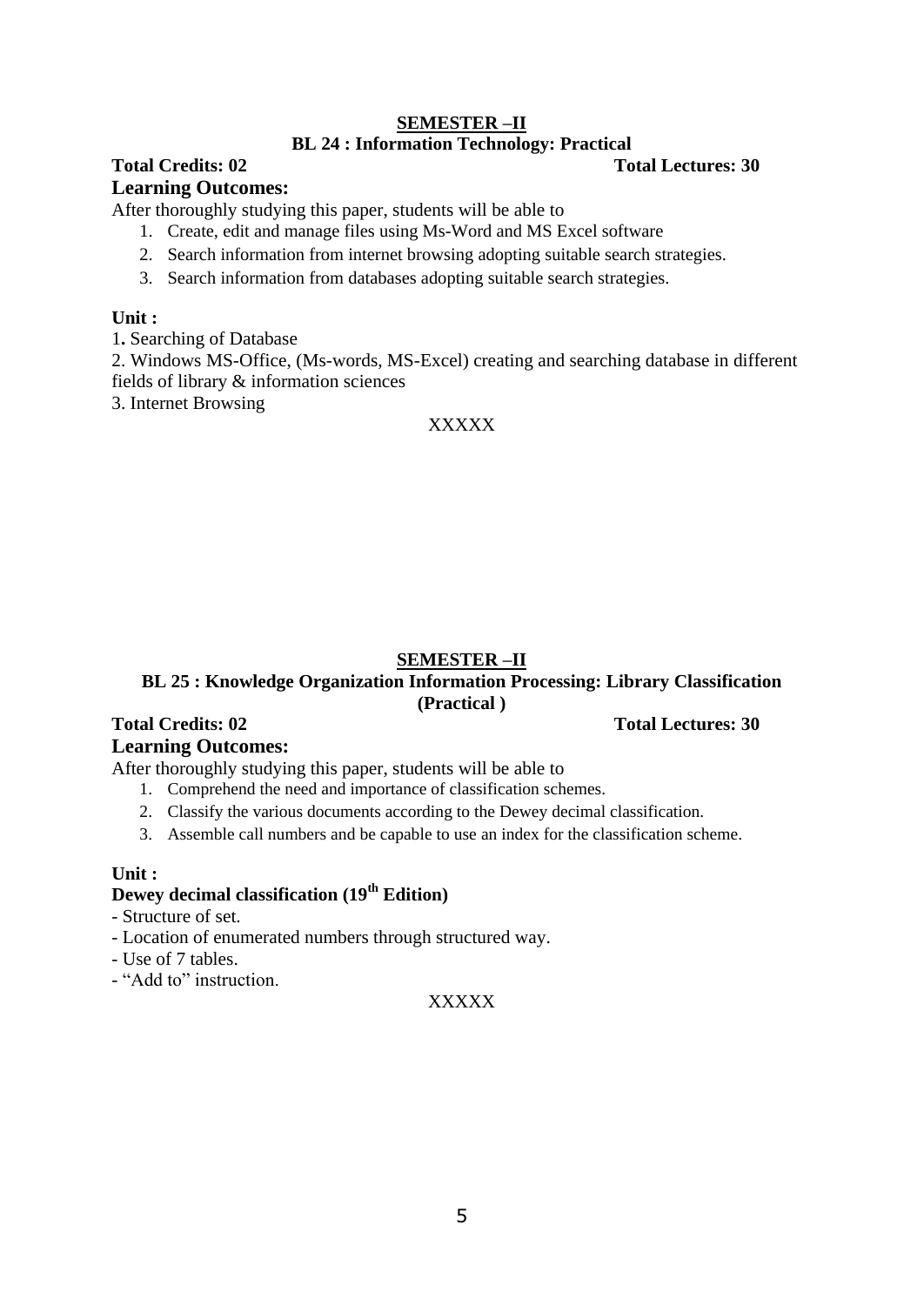## SEMESTER –II

### BL 24 : Information Technology: Practical

**Total Credits: 02** **Total Lectures: 30**

**Learning Outcomes:**

After thoroughly studying this paper, students will be able to

1. Create, edit and manage files using Ms-Word and MS Excel software
2. Search information from internet browsing adopting suitable search strategies.
3. Search information from databases adopting suitable search strategies.

**Unit :**

1. Searching of Database

2. Windows MS-Office, (Ms-words, MS-Excel) creating and searching database in different fields of library & information sciences

3. Internet Browsing

XXXXX

## SEMESTER –II

### BL 25 : Knowledge Organization Information Processing: Library Classification (Practical )

**Total Credits: 02** **Total Lectures: 30**

**Learning Outcomes:**

After thoroughly studying this paper, students will be able to

1. Comprehend the need and importance of classification schemes.
2. Classify the various documents according to the Dewey decimal classification.
3. Assemble call numbers and be capable to use an index for the classification scheme.

**Unit :**

**Dewey decimal classification (19th Edition)**

- Structure of set.
- Location of enumerated numbers through structured way.
- Use of 7 tables.
- "Add to" instruction.

XXXXX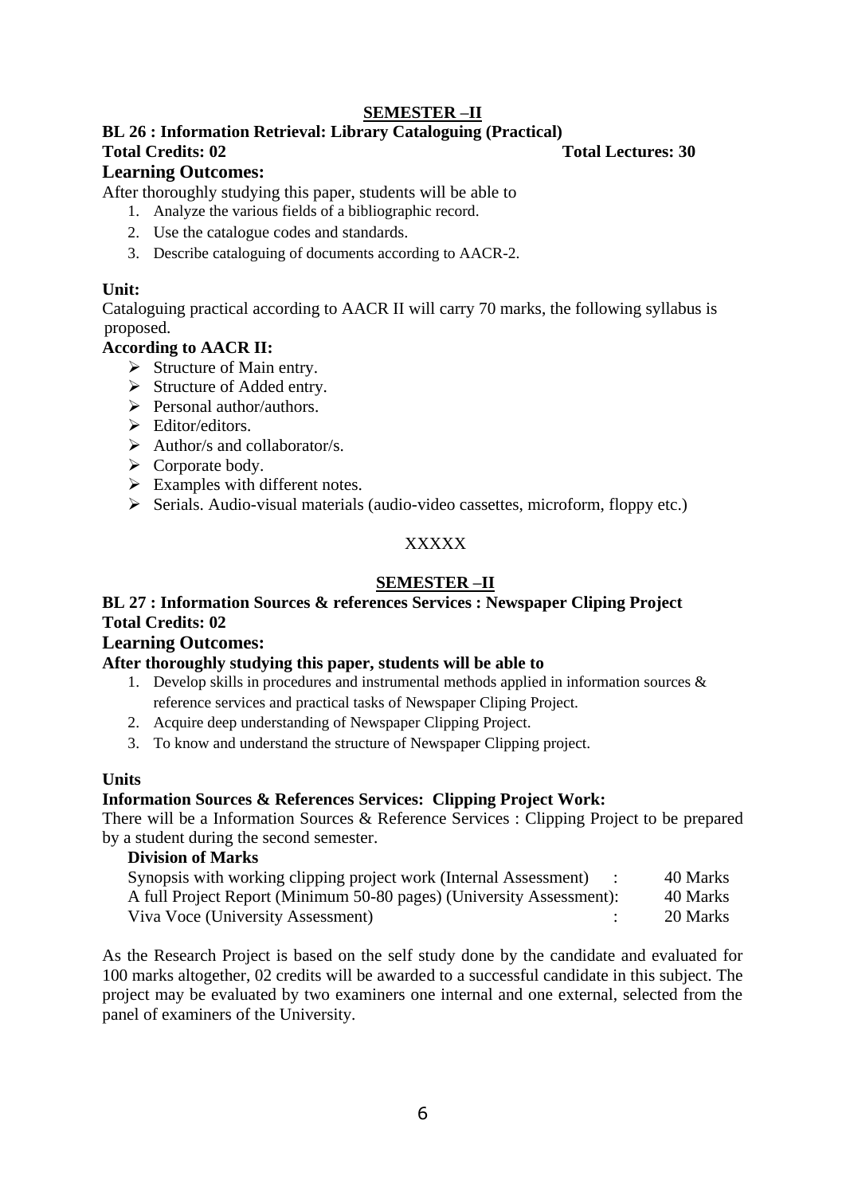## SEMESTER –II

**BL 26 : Information Retrieval: Library Cataloguing (Practical)**

**Total Credits: 02** **Total Lectures: 30**

### Learning Outcomes:

After thoroughly studying this paper, students will be able to

1. Analyze the various fields of a bibliographic record.
2. Use the catalogue codes and standards.
3. Describe cataloguing of documents according to AACR-2.

**Unit:**

Cataloguing practical according to AACR II will carry 70 marks, the following syllabus is proposed.

**According to AACR II:**

- Structure of Main entry.
- Structure of Added entry.
- Personal author/authors.
- Editor/editors.
- Author/s and collaborator/s.
- Corporate body.
- Examples with different notes.
- Serials. Audio-visual materials (audio-video cassettes, microform, floppy etc.)

XXXXX

## SEMESTER –II

**BL 27 : Information Sources & references Services : Newspaper Cliping Project**

**Total Credits: 02**

### Learning Outcomes:

**After thoroughly studying this paper, students will be able to**

1. Develop skills in procedures and instrumental methods applied in information sources & reference services and practical tasks of Newspaper Cliping Project.
2. Acquire deep understanding of Newspaper Clipping Project.
3. To know and understand the structure of Newspaper Clipping project.

**Units**

**Information Sources & References Services: Clipping Project Work:**

There will be a Information Sources & Reference Services : Clipping Project to be prepared by a student during the second semester.

**Division of Marks**

| | |
|---|---|
| Synopsis with working clipping project work (Internal Assessment) : | 40 Marks |
| A full Project Report (Minimum 50-80 pages) (University Assessment): | 40 Marks |
| Viva Voce (University Assessment) : | 20 Marks |

As the Research Project is based on the self study done by the candidate and evaluated for 100 marks altogether, 02 credits will be awarded to a successful candidate in this subject. The project may be evaluated by two examiners one internal and one external, selected from the panel of examiners of the University.